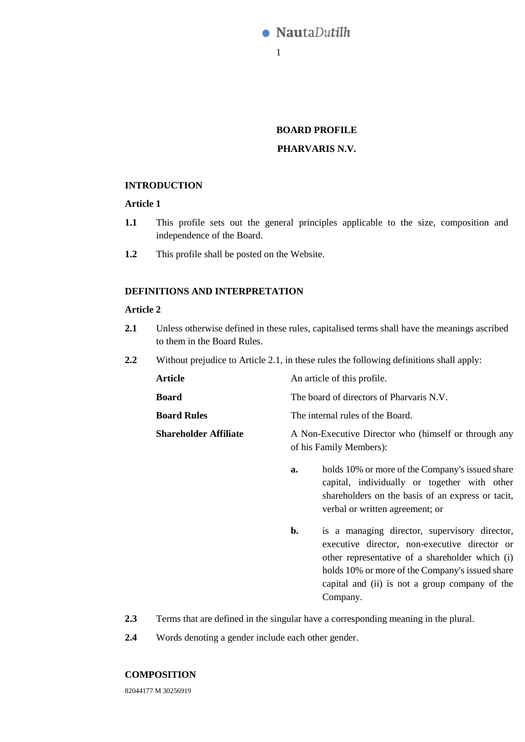# BOARD PROFILE

# PHARVARIS N.V.

## INTRODUCTION

### Article 1

**1.1** This profile sets out the general principles applicable to the size, composition and independence of the Board.

**1.2** This profile shall be posted on the Website.

## DEFINITIONS AND INTERPRETATION

### Article 2

**2.1** Unless otherwise defined in these rules, capitalised terms shall have the meanings ascribed to them in the Board Rules.

**2.2** Without prejudice to Article 2.1, in these rules the following definitions shall apply:

| | |
|---|---|
| **Article** | An article of this profile. |
| **Board** | The board of directors of Pharvaris N.V. |
| **Board Rules** | The internal rules of the Board. |
| **Shareholder Affiliate** | A Non-Executive Director who (himself or through any of his Family Members): **a.** holds 10% or more of the Company's issued share capital, individually or together with other shareholders on the basis of an express or tacit, verbal or written agreement; or **b.** is a managing director, supervisory director, executive director, non-executive director or other representative of a shareholder which (i) holds 10% or more of the Company's issued share capital and (ii) is not a group company of the Company. |

**2.3** Terms that are defined in the singular have a corresponding meaning in the plural.

**2.4** Words denoting a gender include each other gender.

## COMPOSITION

82044177 M 30256919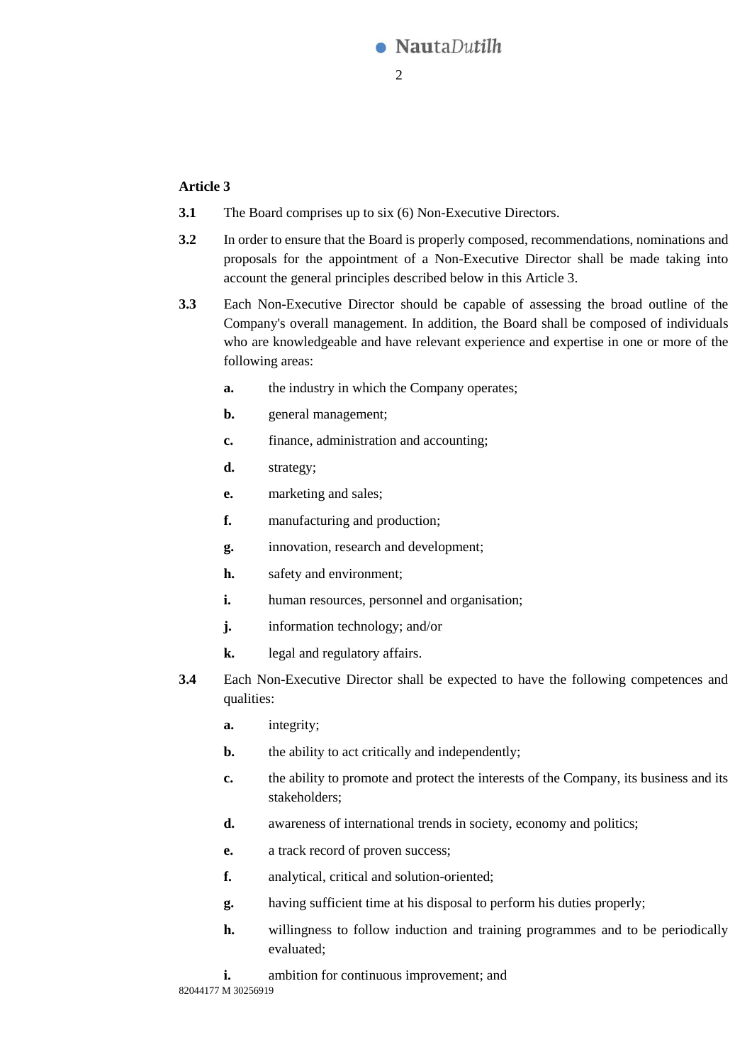**Article 3**

**3.1** The Board comprises up to six (6) Non-Executive Directors.

**3.2** In order to ensure that the Board is properly composed, recommendations, nominations and proposals for the appointment of a Non-Executive Director shall be made taking into account the general principles described below in this Article 3.

**3.3** Each Non-Executive Director should be capable of assessing the broad outline of the Company's overall management. In addition, the Board shall be composed of individuals who are knowledgeable and have relevant experience and expertise in one or more of the following areas:

- **a.** the industry in which the Company operates;
- **b.** general management;
- **c.** finance, administration and accounting;
- **d.** strategy;
- **e.** marketing and sales;
- **f.** manufacturing and production;
- **g.** innovation, research and development;
- **h.** safety and environment;
- **i.** human resources, personnel and organisation;
- **j.** information technology; and/or
- **k.** legal and regulatory affairs.

**3.4** Each Non-Executive Director shall be expected to have the following competences and qualities:

- **a.** integrity;
- **b.** the ability to act critically and independently;
- **c.** the ability to promote and protect the interests of the Company, its business and its stakeholders;
- **d.** awareness of international trends in society, economy and politics;
- **e.** a track record of proven success;
- **f.** analytical, critical and solution-oriented;
- **g.** having sufficient time at his disposal to perform his duties properly;
- **h.** willingness to follow induction and training programmes and to be periodically evaluated;
- **i.** ambition for continuous improvement; and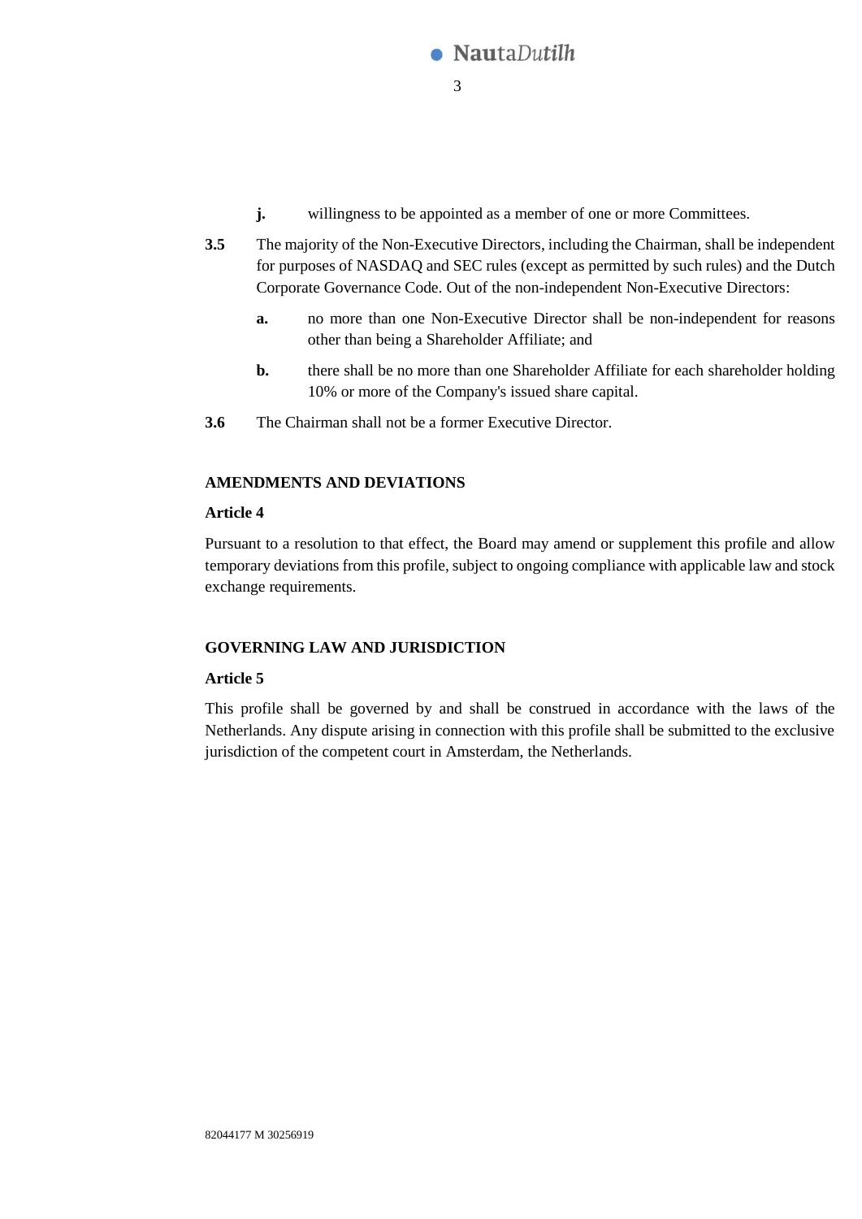**j.** willingness to be appointed as a member of one or more Committees.

**3.5** The majority of the Non-Executive Directors, including the Chairman, shall be independent for purposes of NASDAQ and SEC rules (except as permitted by such rules) and the Dutch Corporate Governance Code. Out of the non-independent Non-Executive Directors:

**a.** no more than one Non-Executive Director shall be non-independent for reasons other than being a Shareholder Affiliate; and

**b.** there shall be no more than one Shareholder Affiliate for each shareholder holding 10% or more of the Company's issued share capital.

**3.6** The Chairman shall not be a former Executive Director.

**AMENDMENTS AND DEVIATIONS**

**Article 4**

Pursuant to a resolution to that effect, the Board may amend or supplement this profile and allow temporary deviations from this profile, subject to ongoing compliance with applicable law and stock exchange requirements.

**GOVERNING LAW AND JURISDICTION**

**Article 5**

This profile shall be governed by and shall be construed in accordance with the laws of the Netherlands. Any dispute arising in connection with this profile shall be submitted to the exclusive jurisdiction of the competent court in Amsterdam, the Netherlands.

82044177 M 30256919